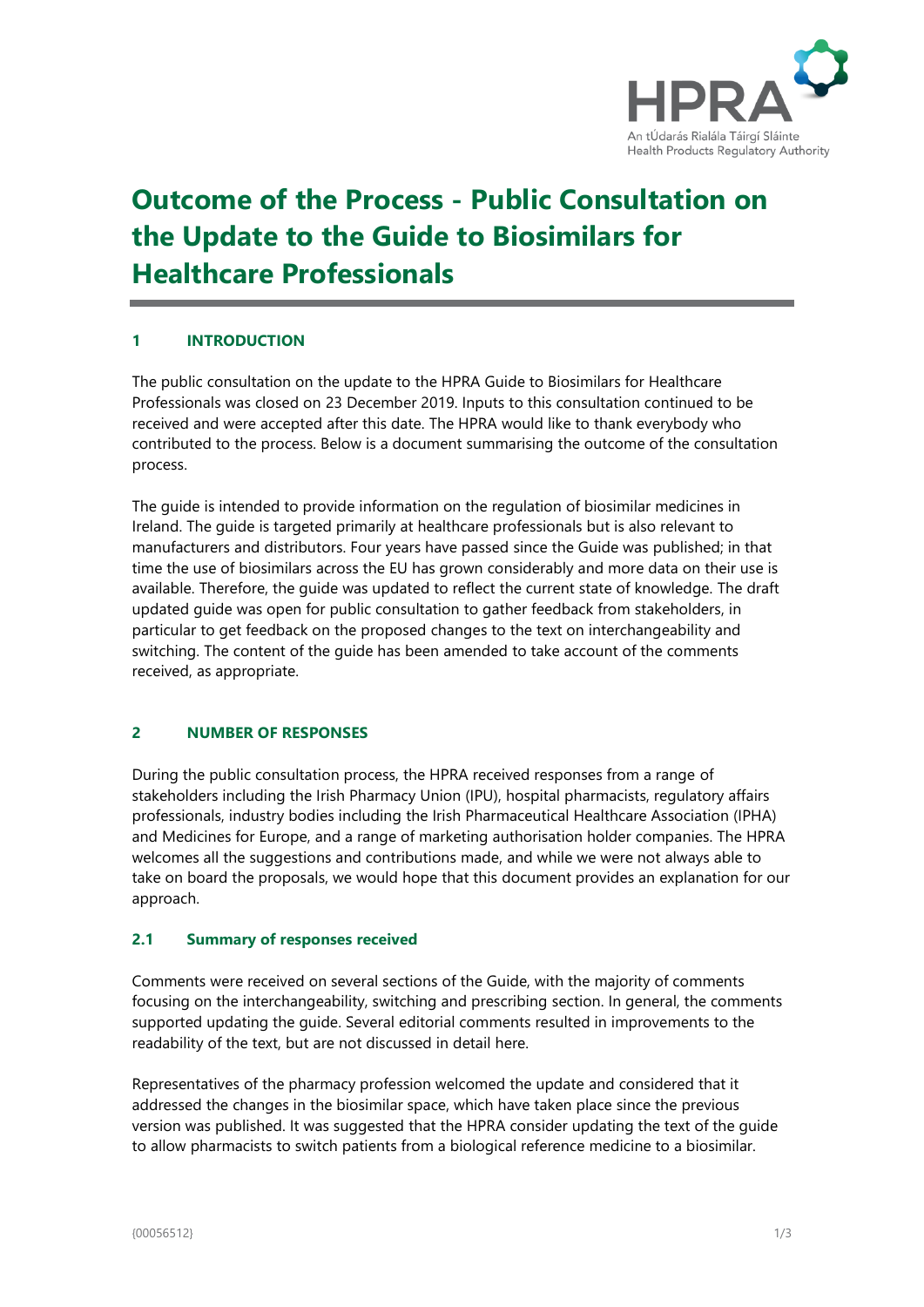# Outcome of the Process - Public Consultation on the Update to the Guide to Biosimilars for Healthcare Professionals

## 1 INTRODUCTION

The public consultation on the update to the HPRA Guide to Biosimilars for Healthcare Professionals was closed on 23 December 2019. Inputs to this consultation continued to be received and were accepted after this date. The HPRA would like to thank everybody who contributed to the process. Below is a document summarising the outcome of the consultation process.

The guide is intended to provide information on the regulation of biosimilar medicines in Ireland. The guide is targeted primarily at healthcare professionals but is also relevant to manufacturers and distributors. Four years have passed since the Guide was published; in that time the use of biosimilars across the EU has grown considerably and more data on their use is available. Therefore, the guide was updated to reflect the current state of knowledge. The draft updated guide was open for public consultation to gather feedback from stakeholders, in particular to get feedback on the proposed changes to the text on interchangeability and switching. The content of the guide has been amended to take account of the comments received, as appropriate.

## 2 NUMBER OF RESPONSES

During the public consultation process, the HPRA received responses from a range of stakeholders including the Irish Pharmacy Union (IPU), hospital pharmacists, regulatory affairs professionals, industry bodies including the Irish Pharmaceutical Healthcare Association (IPHA) and Medicines for Europe, and a range of marketing authorisation holder companies. The HPRA welcomes all the suggestions and contributions made, and while we were not always able to take on board the proposals, we would hope that this document provides an explanation for our approach.

### 2.1 Summary of responses received

Comments were received on several sections of the Guide, with the majority of comments focusing on the interchangeability, switching and prescribing section. In general, the comments supported updating the guide. Several editorial comments resulted in improvements to the readability of the text, but are not discussed in detail here.

Representatives of the pharmacy profession welcomed the update and considered that it addressed the changes in the biosimilar space, which have taken place since the previous version was published. It was suggested that the HPRA consider updating the text of the guide to allow pharmacists to switch patients from a biological reference medicine to a biosimilar.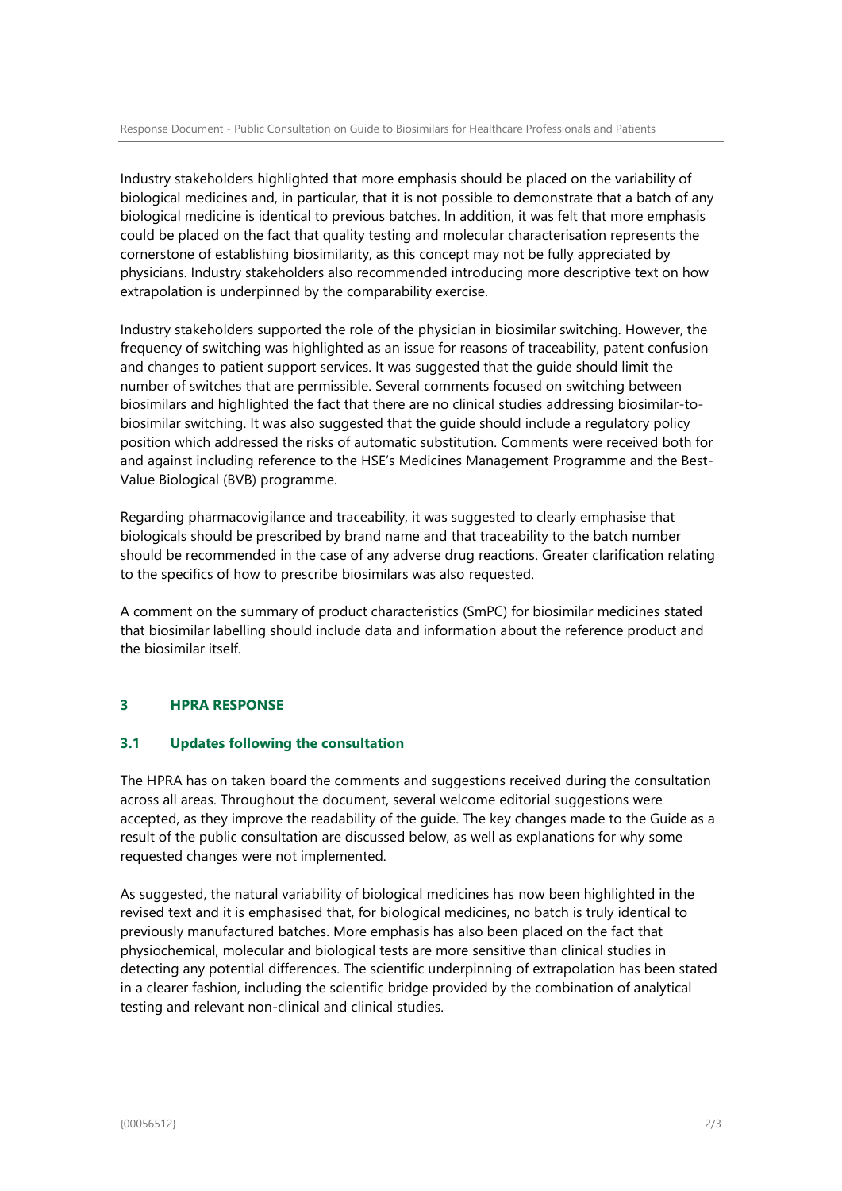Industry stakeholders highlighted that more emphasis should be placed on the variability of biological medicines and, in particular, that it is not possible to demonstrate that a batch of any biological medicine is identical to previous batches. In addition, it was felt that more emphasis could be placed on the fact that quality testing and molecular characterisation represents the cornerstone of establishing biosimilarity, as this concept may not be fully appreciated by physicians. Industry stakeholders also recommended introducing more descriptive text on how extrapolation is underpinned by the comparability exercise.

Industry stakeholders supported the role of the physician in biosimilar switching. However, the frequency of switching was highlighted as an issue for reasons of traceability, patent confusion and changes to patient support services. It was suggested that the guide should limit the number of switches that are permissible. Several comments focused on switching between biosimilars and highlighted the fact that there are no clinical studies addressing biosimilar-to-biosimilar switching. It was also suggested that the guide should include a regulatory policy position which addressed the risks of automatic substitution. Comments were received both for and against including reference to the HSE's Medicines Management Programme and the Best-Value Biological (BVB) programme.

Regarding pharmacovigilance and traceability, it was suggested to clearly emphasise that biologicals should be prescribed by brand name and that traceability to the batch number should be recommended in the case of any adverse drug reactions. Greater clarification relating to the specifics of how to prescribe biosimilars was also requested.

A comment on the summary of product characteristics (SmPC) for biosimilar medicines stated that biosimilar labelling should include data and information about the reference product and the biosimilar itself.

## 3 HPRA RESPONSE

### 3.1 Updates following the consultation

The HPRA has on taken board the comments and suggestions received during the consultation across all areas. Throughout the document, several welcome editorial suggestions were accepted, as they improve the readability of the guide. The key changes made to the Guide as a result of the public consultation are discussed below, as well as explanations for why some requested changes were not implemented.

As suggested, the natural variability of biological medicines has now been highlighted in the revised text and it is emphasised that, for biological medicines, no batch is truly identical to previously manufactured batches. More emphasis has also been placed on the fact that physiochemical, molecular and biological tests are more sensitive than clinical studies in detecting any potential differences. The scientific underpinning of extrapolation has been stated in a clearer fashion, including the scientific bridge provided by the combination of analytical testing and relevant non-clinical and clinical studies.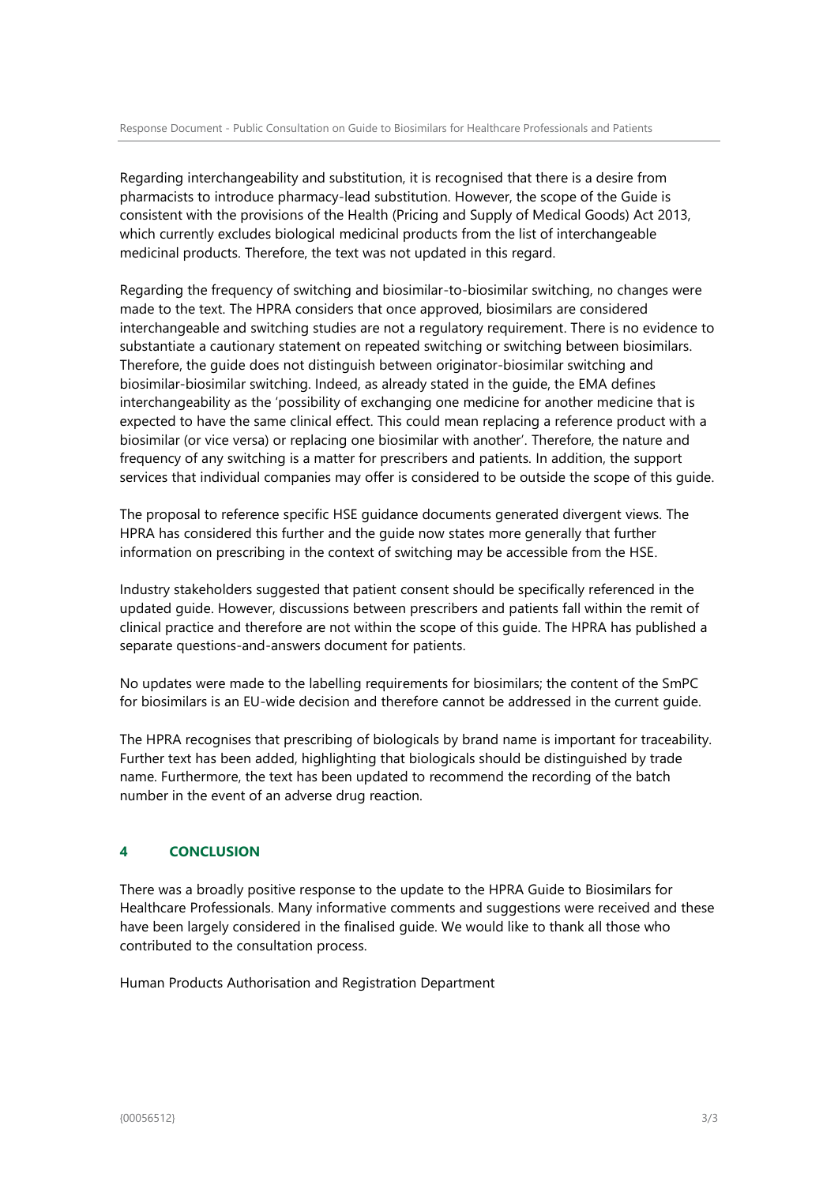Regarding interchangeability and substitution, it is recognised that there is a desire from pharmacists to introduce pharmacy-lead substitution. However, the scope of the Guide is consistent with the provisions of the Health (Pricing and Supply of Medical Goods) Act 2013, which currently excludes biological medicinal products from the list of interchangeable medicinal products. Therefore, the text was not updated in this regard.

Regarding the frequency of switching and biosimilar-to-biosimilar switching, no changes were made to the text. The HPRA considers that once approved, biosimilars are considered interchangeable and switching studies are not a regulatory requirement. There is no evidence to substantiate a cautionary statement on repeated switching or switching between biosimilars. Therefore, the guide does not distinguish between originator-biosimilar switching and biosimilar-biosimilar switching. Indeed, as already stated in the guide, the EMA defines interchangeability as the 'possibility of exchanging one medicine for another medicine that is expected to have the same clinical effect. This could mean replacing a reference product with a biosimilar (or vice versa) or replacing one biosimilar with another'. Therefore, the nature and frequency of any switching is a matter for prescribers and patients. In addition, the support services that individual companies may offer is considered to be outside the scope of this guide.

The proposal to reference specific HSE guidance documents generated divergent views. The HPRA has considered this further and the guide now states more generally that further information on prescribing in the context of switching may be accessible from the HSE.

Industry stakeholders suggested that patient consent should be specifically referenced in the updated guide. However, discussions between prescribers and patients fall within the remit of clinical practice and therefore are not within the scope of this guide. The HPRA has published a separate questions-and-answers document for patients.

No updates were made to the labelling requirements for biosimilars; the content of the SmPC for biosimilars is an EU-wide decision and therefore cannot be addressed in the current guide.

The HPRA recognises that prescribing of biologicals by brand name is important for traceability. Further text has been added, highlighting that biologicals should be distinguished by trade name. Furthermore, the text has been updated to recommend the recording of the batch number in the event of an adverse drug reaction.

## 4 CONCLUSION

There was a broadly positive response to the update to the HPRA Guide to Biosimilars for Healthcare Professionals. Many informative comments and suggestions were received and these have been largely considered in the finalised guide. We would like to thank all those who contributed to the consultation process.

Human Products Authorisation and Registration Department